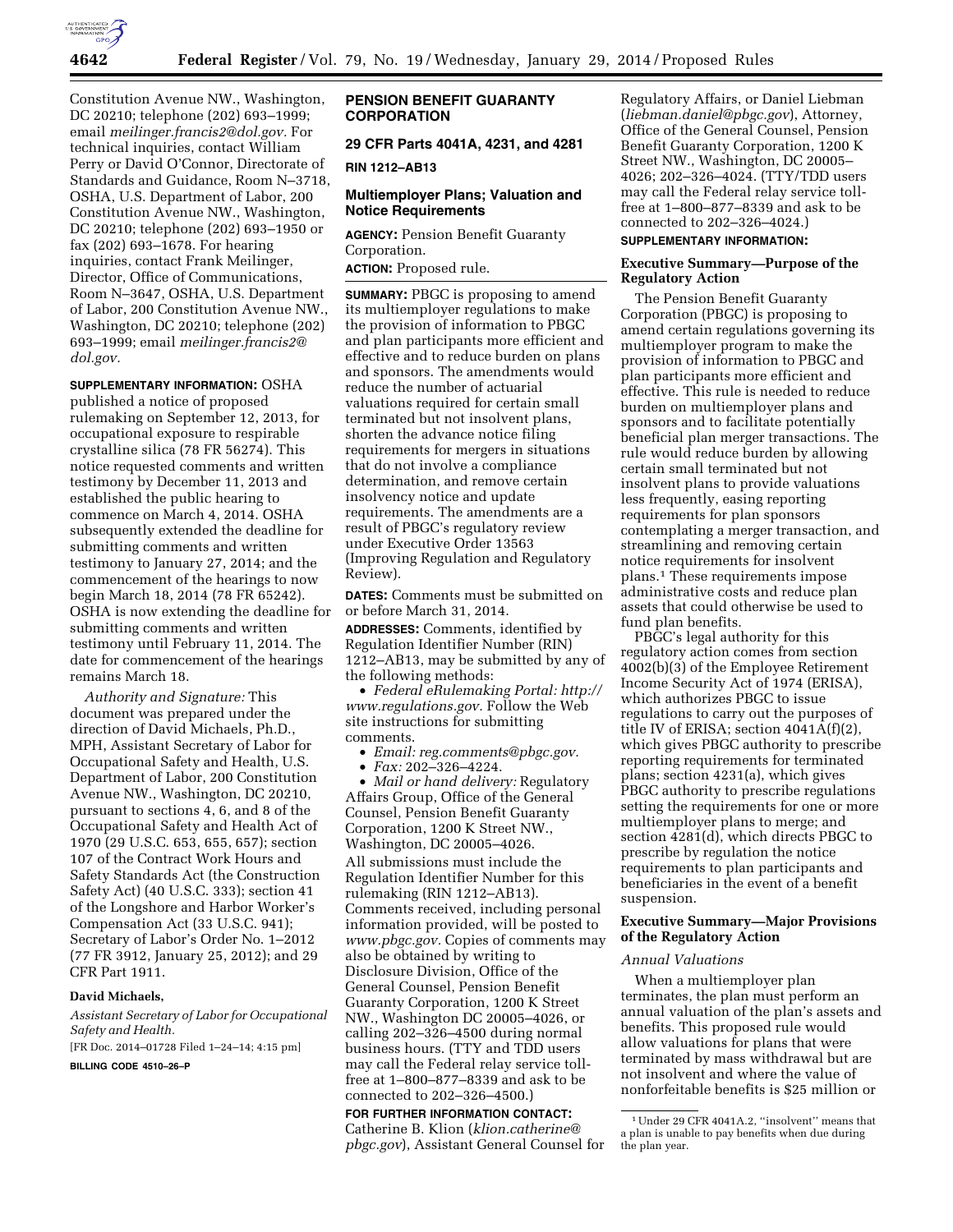Constitution Avenue NW., Washington, DC 20210; telephone (202) 693–1999; email *meilinger.francis2@dol.gov.* For technical inquiries, contact William Perry or David O'Connor, Directorate of Standards and Guidance, Room N–3718, OSHA, U.S. Department of Labor, 200 Constitution Avenue NW., Washington, DC 20210; telephone (202) 693–1950 or fax (202) 693–1678. For hearing inquiries, contact Frank Meilinger, Director, Office of Communications, Room N–3647, OSHA, U.S. Department of Labor, 200 Constitution Avenue NW., Washington, DC 20210; telephone (202) 693–1999; email *meilinger.francis2@dol.gov.*

**SUPPLEMENTARY INFORMATION:** OSHA published a notice of proposed rulemaking on September 12, 2013, for occupational exposure to respirable crystalline silica (78 FR 56274). This notice requested comments and written testimony by December 11, 2013 and established the public hearing to commence on March 4, 2014. OSHA subsequently extended the deadline for submitting comments and written testimony to January 27, 2014; and the commencement of the hearings to now begin March 18, 2014 (78 FR 65242). OSHA is now extending the deadline for submitting comments and written testimony until February 11, 2014. The date for commencement of the hearings remains March 18.

*Authority and Signature:* This document was prepared under the direction of David Michaels, Ph.D., MPH, Assistant Secretary of Labor for Occupational Safety and Health, U.S. Department of Labor, 200 Constitution Avenue NW., Washington, DC 20210, pursuant to sections 4, 6, and 8 of the Occupational Safety and Health Act of 1970 (29 U.S.C. 653, 655, 657); section 107 of the Contract Work Hours and Safety Standards Act (the Construction Safety Act) (40 U.S.C. 333); section 41 of the Longshore and Harbor Worker's Compensation Act (33 U.S.C. 941); Secretary of Labor's Order No. 1–2012 (77 FR 3912, January 25, 2012); and 29 CFR Part 1911.

**David Michaels,**

*Assistant Secretary of Labor for Occupational Safety and Health.*

[FR Doc. 2014–01728 Filed 1–24–14; 4:15 pm]

**BILLING CODE 4510–26–P**

---

## PENSION BENEFIT GUARANTY CORPORATION

### 29 CFR Parts 4041A, 4231, and 4281

**RIN 1212–AB13**

### Multiemployer Plans; Valuation and Notice Requirements

**AGENCY:** Pension Benefit Guaranty Corporation.

**ACTION:** Proposed rule.

**SUMMARY:** PBGC is proposing to amend its multiemployer regulations to make the provision of information to PBGC and plan participants more efficient and effective and to reduce burden on plans and sponsors. The amendments would reduce the number of actuarial valuations required for certain small terminated but not insolvent plans, shorten the advance notice filing requirements for mergers in situations that do not involve a compliance determination, and remove certain insolvency notice and update requirements. The amendments are a result of PBGC's regulatory review under Executive Order 13563 (Improving Regulation and Regulatory Review).

**DATES:** Comments must be submitted on or before March 31, 2014.

**ADDRESSES:** Comments, identified by Regulation Identifier Number (RIN) 1212–AB13, may be submitted by any of the following methods:

- *Federal eRulemaking Portal: http://www.regulations.gov.* Follow the Web site instructions for submitting comments.
- *Email: reg.comments@pbgc.gov.*
- *Fax:* 202–326–4224.
- *Mail or hand delivery:* Regulatory Affairs Group, Office of the General Counsel, Pension Benefit Guaranty Corporation, 1200 K Street NW., Washington, DC 20005–4026.

All submissions must include the Regulation Identifier Number for this rulemaking (RIN 1212–AB13). Comments received, including personal information provided, will be posted to *www.pbgc.gov.* Copies of comments may also be obtained by writing to Disclosure Division, Office of the General Counsel, Pension Benefit Guaranty Corporation, 1200 K Street NW., Washington DC 20005–4026, or calling 202–326–4500 during normal business hours. (TTY and TDD users may call the Federal relay service toll-free at 1–800–877–8339 and ask to be connected to 202–326–4500.)

**FOR FURTHER INFORMATION CONTACT:** Catherine B. Klion (*klion.catherine@pbgc.gov*), Assistant General Counsel for Regulatory Affairs, or Daniel Liebman (*liebman.daniel@pbgc.gov*), Attorney, Office of the General Counsel, Pension Benefit Guaranty Corporation, 1200 K Street NW., Washington, DC 20005–4026; 202–326–4024. (TTY/TDD users may call the Federal relay service toll-free at 1–800–877–8339 and ask to be connected to 202–326–4024.)

**SUPPLEMENTARY INFORMATION:**

### Executive Summary—Purpose of the Regulatory Action

The Pension Benefit Guaranty Corporation (PBGC) is proposing to amend certain regulations governing its multiemployer program to make the provision of information to PBGC and plan participants more efficient and effective. This rule is needed to reduce burden on multiemployer plans and sponsors and to facilitate potentially beneficial plan merger transactions. The rule would reduce burden by allowing certain small terminated but not insolvent plans to provide valuations less frequently, easing reporting requirements for plan sponsors contemplating a merger transaction, and streamlining and removing certain notice requirements for insolvent plans.[1] These requirements impose administrative costs and reduce plan assets that could otherwise be used to fund plan benefits.

PBGC's legal authority for this regulatory action comes from section 4002(b)(3) of the Employee Retirement Income Security Act of 1974 (ERISA), which authorizes PBGC to issue regulations to carry out the purposes of title IV of ERISA; section 4041A(f)(2), which gives PBGC authority to prescribe reporting requirements for terminated plans; section 4231(a), which gives PBGC authority to prescribe regulations setting the requirements for one or more multiemployer plans to merge; and section 4281(d), which directs PBGC to prescribe by regulation the notice requirements to plan participants and beneficiaries in the event of a benefit suspension.

### Executive Summary—Major Provisions of the Regulatory Action

#### *Annual Valuations*

When a multiemployer plan terminates, the plan must perform an annual valuation of the plan's assets and benefits. This proposed rule would allow valuations for plans that were terminated by mass withdrawal but are not insolvent and where the value of nonforfeitable benefits is $25 million or

---

[1] Under 29 CFR 4041A.2, "insolvent" means that a plan is unable to pay benefits when due during the plan year.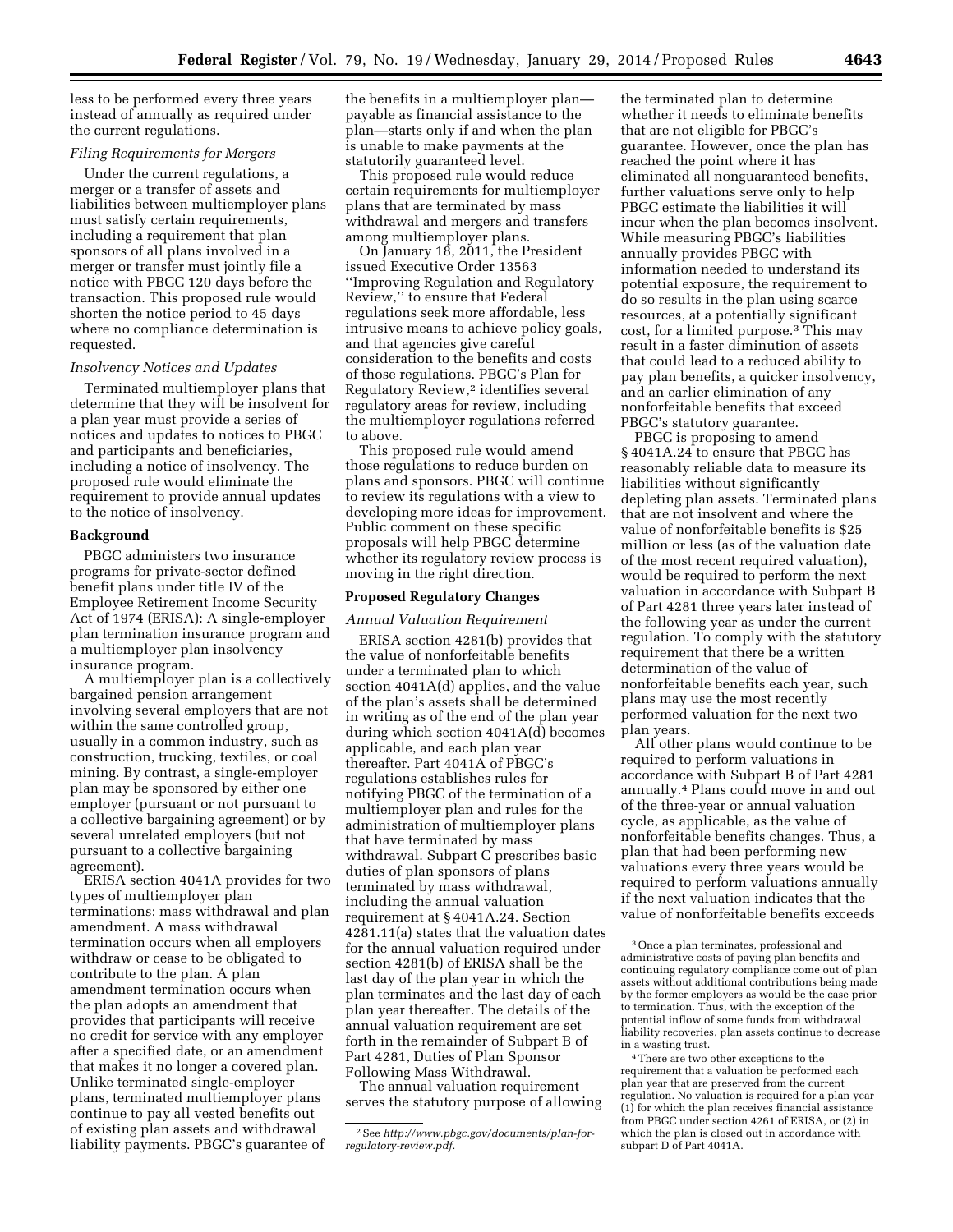less to be performed every three years instead of annually as required under the current regulations.

*Filing Requirements for Mergers*

Under the current regulations, a merger or a transfer of assets and liabilities between multiemployer plans must satisfy certain requirements, including a requirement that plan sponsors of all plans involved in a merger or transfer must jointly file a notice with PBGC 120 days before the transaction. This proposed rule would shorten the notice period to 45 days where no compliance determination is requested.

*Insolvency Notices and Updates*

Terminated multiemployer plans that determine that they will be insolvent for a plan year must provide a series of notices and updates to notices to PBGC and participants and beneficiaries, including a notice of insolvency. The proposed rule would eliminate the requirement to provide annual updates to the notice of insolvency.

**Background**

PBGC administers two insurance programs for private-sector defined benefit plans under title IV of the Employee Retirement Income Security Act of 1974 (ERISA): A single-employer plan termination insurance program and a multiemployer plan insolvency insurance program.

A multiemployer plan is a collectively bargained pension arrangement involving several employers that are not within the same controlled group, usually in a common industry, such as construction, trucking, textiles, or coal mining. By contrast, a single-employer plan may be sponsored by either one employer (pursuant or not pursuant to a collective bargaining agreement) or by several unrelated employers (but not pursuant to a collective bargaining agreement).

ERISA section 4041A provides for two types of multiemployer plan terminations: mass withdrawal and plan amendment. A mass withdrawal termination occurs when all employers withdraw or cease to be obligated to contribute to the plan. A plan amendment termination occurs when the plan adopts an amendment that provides that participants will receive no credit for service with any employer after a specified date, or an amendment that makes it no longer a covered plan. Unlike terminated single-employer plans, terminated multiemployer plans continue to pay all vested benefits out of existing plan assets and withdrawal liability payments. PBGC's guarantee of the benefits in a multiemployer plan—payable as financial assistance to the plan—starts only if and when the plan is unable to make payments at the statutorily guaranteed level.

This proposed rule would reduce certain requirements for multiemployer plans that are terminated by mass withdrawal and mergers and transfers among multiemployer plans.

On January 18, 2011, the President issued Executive Order 13563 "Improving Regulation and Regulatory Review," to ensure that Federal regulations seek more affordable, less intrusive means to achieve policy goals, and that agencies give careful consideration to the benefits and costs of those regulations. PBGC's Plan for Regulatory Review,[2] identifies several regulatory areas for review, including the multiemployer regulations referred to above.

This proposed rule would amend those regulations to reduce burden on plans and sponsors. PBGC will continue to review its regulations with a view to developing more ideas for improvement. Public comment on these specific proposals will help PBGC determine whether its regulatory review process is moving in the right direction.

**Proposed Regulatory Changes**

*Annual Valuation Requirement*

ERISA section 4281(b) provides that the value of nonforfeitable benefits under a terminated plan to which section 4041A(d) applies, and the value of the plan's assets shall be determined in writing as of the end of the plan year during which section 4041A(d) becomes applicable, and each plan year thereafter. Part 4041A of PBGC's regulations establishes rules for notifying PBGC of the termination of a multiemployer plan and rules for the administration of multiemployer plans that have terminated by mass withdrawal. Subpart C prescribes basic duties of plan sponsors of plans terminated by mass withdrawal, including the annual valuation requirement at § 4041A.24. Section 4281.11(a) states that the valuation dates for the annual valuation required under section 4281(b) of ERISA shall be the last day of the plan year in which the plan terminates and the last day of each plan year thereafter. The details of the annual valuation requirement are set forth in the remainder of Subpart B of Part 4281, Duties of Plan Sponsor Following Mass Withdrawal.

The annual valuation requirement serves the statutory purpose of allowing the terminated plan to determine whether it needs to eliminate benefits that are not eligible for PBGC's guarantee. However, once the plan has reached the point where it has eliminated all nonguaranteed benefits, further valuations serve only to help PBGC estimate the liabilities it will incur when the plan becomes insolvent. While measuring PBGC's liabilities annually provides PBGC with information needed to understand its potential exposure, the requirement to do so results in the plan using scarce resources, at a potentially significant cost, for a limited purpose.[3] This may result in a faster diminution of assets that could lead to a reduced ability to pay plan benefits, a quicker insolvency, and an earlier elimination of any nonforfeitable benefits that exceed PBGC's statutory guarantee.

PBGC is proposing to amend § 4041A.24 to ensure that PBGC has reasonably reliable data to measure its liabilities without significantly depleting plan assets. Terminated plans that are not insolvent and where the value of nonforfeitable benefits is $25 million or less (as of the valuation date of the most recent required valuation), would be required to perform the next valuation in accordance with Subpart B of Part 4281 three years later instead of the following year as under the current regulation. To comply with the statutory requirement that there be a written determination of the value of nonforfeitable benefits each year, such plans may use the most recently performed valuation for the next two plan years.

All other plans would continue to be required to perform valuations in accordance with Subpart B of Part 4281 annually.[4] Plans could move in and out of the three-year or annual valuation cycle, as applicable, as the value of nonforfeitable benefits changes. Thus, a plan that had been performing new valuations every three years would be required to perform valuations annually if the next valuation indicates that the value of nonforfeitable benefits exceeds

---

[2] See *http://www.pbgc.gov/documents/plan-for-regulatory-review.pdf.*

[3] Once a plan terminates, professional and administrative costs of paying plan benefits and continuing regulatory compliance come out of plan assets without additional contributions being made by the former employers as would be the case prior to termination. Thus, with the exception of the potential inflow of some funds from withdrawal liability recoveries, plan assets continue to decrease in a wasting trust.

[4] There are two other exceptions to the requirement that a valuation be performed each plan year that are preserved from the current regulation. No valuation is required for a plan year (1) for which the plan receives financial assistance from PBGC under section 4261 of ERISA, or (2) in which the plan is closed out in accordance with subpart D of Part 4041A.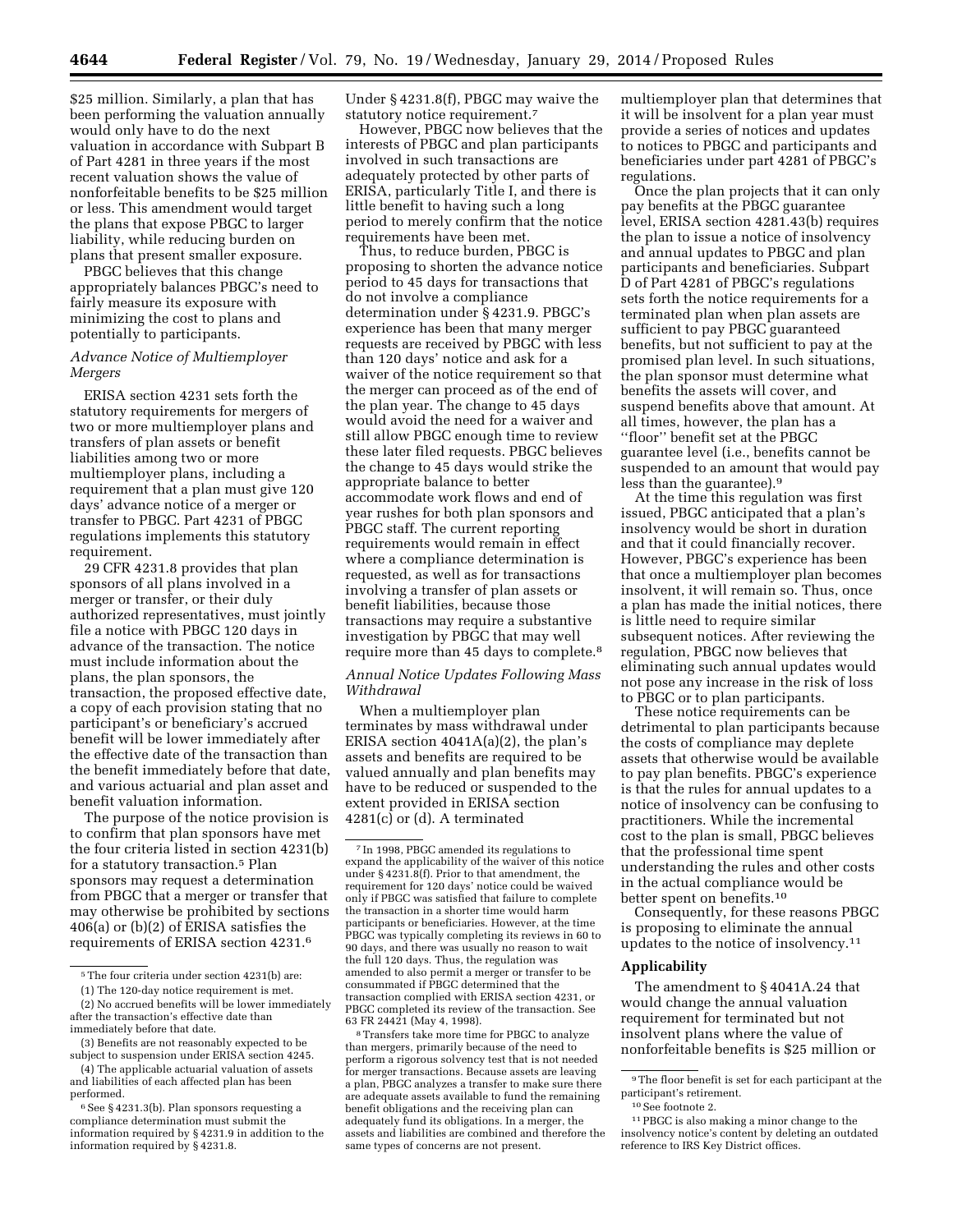$25 million. Similarly, a plan that has been performing the valuation annually would only have to do the next valuation in accordance with Subpart B of Part 4281 in three years if the most recent valuation shows the value of nonforfeitable benefits to be $25 million or less. This amendment would target the plans that expose PBGC to larger liability, while reducing burden on plans that present smaller exposure.

PBGC believes that this change appropriately balances PBGC's need to fairly measure its exposure with minimizing the cost to plans and potentially to participants.

### *Advance Notice of Multiemployer Mergers*

ERISA section 4231 sets forth the statutory requirements for mergers of two or more multiemployer plans and transfers of plan assets or benefit liabilities among two or more multiemployer plans, including a requirement that a plan must give 120 days' advance notice of a merger or transfer to PBGC. Part 4231 of PBGC regulations implements this statutory requirement.

29 CFR 4231.8 provides that plan sponsors of all plans involved in a merger or transfer, or their duly authorized representatives, must jointly file a notice with PBGC 120 days in advance of the transaction. The notice must include information about the plans, the plan sponsors, the transaction, the proposed effective date, a copy of each provision stating that no participant's or beneficiary's accrued benefit will be lower immediately after the effective date of the transaction than the benefit immediately before that date, and various actuarial and plan asset and benefit valuation information.

The purpose of the notice provision is to confirm that plan sponsors have met the four criteria listed in section 4231(b) for a statutory transaction.[5] Plan sponsors may request a determination from PBGC that a merger or transfer that may otherwise be prohibited by sections 406(a) or (b)(2) of ERISA satisfies the requirements of ERISA section 4231.[6] Under § 4231.8(f), PBGC may waive the statutory notice requirement.[7]

However, PBGC now believes that the interests of PBGC and plan participants involved in such transactions are adequately protected by other parts of ERISA, particularly Title I, and there is little benefit to having such a long period to merely confirm that the notice requirements have been met.

Thus, to reduce burden, PBGC is proposing to shorten the advance notice period to 45 days for transactions that do not involve a compliance determination under § 4231.9. PBGC's experience has been that many merger requests are received by PBGC with less than 120 days' notice and ask for a waiver of the notice requirement so that the merger can proceed as of the end of the plan year. The change to 45 days would avoid the need for a waiver and still allow PBGC enough time to review these later filed requests. PBGC believes the change to 45 days would strike the appropriate balance to better accommodate work flows and end of year rushes for both plan sponsors and PBGC staff. The current reporting requirements would remain in effect where a compliance determination is requested, as well as for transactions involving a transfer of plan assets or benefit liabilities, because those transactions may require a substantive investigation by PBGC that may well require more than 45 days to complete.[8]

### *Annual Notice Updates Following Mass Withdrawal*

When a multiemployer plan terminates by mass withdrawal under ERISA section 4041A(a)(2), the plan's assets and benefits are required to be valued annually and plan benefits may have to be reduced or suspended to the extent provided in ERISA section 4281(c) or (d). A terminated multiemployer plan that determines that it will be insolvent for a plan year must provide a series of notices and updates to notices to PBGC and participants and beneficiaries under part 4281 of PBGC's regulations.

Once the plan projects that it can only pay benefits at the PBGC guarantee level, ERISA section 4281.43(b) requires the plan to issue a notice of insolvency and annual updates to PBGC and plan participants and beneficiaries. Subpart D of Part 4281 of PBGC's regulations sets forth the notice requirements for a terminated plan when plan assets are sufficient to pay PBGC guaranteed benefits, but not sufficient to pay at the promised plan level. In such situations, the plan sponsor must determine what benefits the assets will cover, and suspend benefits above that amount. At all times, however, the plan has a "floor" benefit set at the PBGC guarantee level (i.e., benefits cannot be suspended to an amount that would pay less than the guarantee).[9]

At the time this regulation was first issued, PBGC anticipated that a plan's insolvency would be short in duration and that it could financially recover. However, PBGC's experience has been that once a multiemployer plan becomes insolvent, it will remain so. Thus, once a plan has made the initial notices, there is little need to require similar subsequent notices. After reviewing the regulation, PBGC now believes that eliminating such annual updates would not pose any increase in the risk of loss to PBGC or to plan participants.

These notice requirements can be detrimental to plan participants because the costs of compliance may deplete assets that otherwise would be available to pay plan benefits. PBGC's experience is that the rules for annual updates to a notice of insolvency can be confusing to practitioners. While the incremental cost to the plan is small, PBGC believes that the professional time spent understanding the rules and other costs in the actual compliance would be better spent on benefits.[10]

Consequently, for these reasons PBGC is proposing to eliminate the annual updates to the notice of insolvency.[11]

## Applicability

The amendment to § 4041A.24 that would change the annual valuation requirement for terminated but not insolvent plans where the value of nonforfeitable benefits is $25 million or

---

[5] The four criteria under section 4231(b) are:

(1) The 120-day notice requirement is met.

(2) No accrued benefits will be lower immediately after the transaction's effective date than immediately before that date.

(3) Benefits are not reasonably expected to be subject to suspension under ERISA section 4245.

(4) The applicable actuarial valuation of assets and liabilities of each affected plan has been performed.

[6] See § 4231.3(b). Plan sponsors requesting a compliance determination must submit the information required by § 4231.9 in addition to the information required by § 4231.8.

[7] In 1998, PBGC amended its regulations to expand the applicability of the waiver of this notice under § 4231.8(f). Prior to that amendment, the requirement for 120 days' notice could be waived only if PBGC was satisfied that failure to complete the transaction in a shorter time would harm participants or beneficiaries. However, at the time PBGC was typically completing its reviews in 60 to 90 days, and there was usually no reason to wait the full 120 days. Thus, the regulation was amended to also permit a merger or transfer to be consummated if PBGC determined that the transaction complied with ERISA section 4231, or PBGC completed its review of the transaction. See 63 FR 24421 (May 4, 1998).

[8] Transfers take more time for PBGC to analyze than mergers, primarily because of the need to perform a rigorous solvency test that is not needed for merger transactions. Because assets are leaving a plan, PBGC analyzes a transfer to make sure there are adequate assets available to fund the remaining benefit obligations and the receiving plan can adequately fund its obligations. In a merger, the assets and liabilities are combined and therefore the same types of concerns are not present.

[9] The floor benefit is set for each participant at the participant's retirement.

[10] See footnote 2.

[11] PBGC is also making a minor change to the insolvency notice's content by deleting an outdated reference to IRS Key District offices.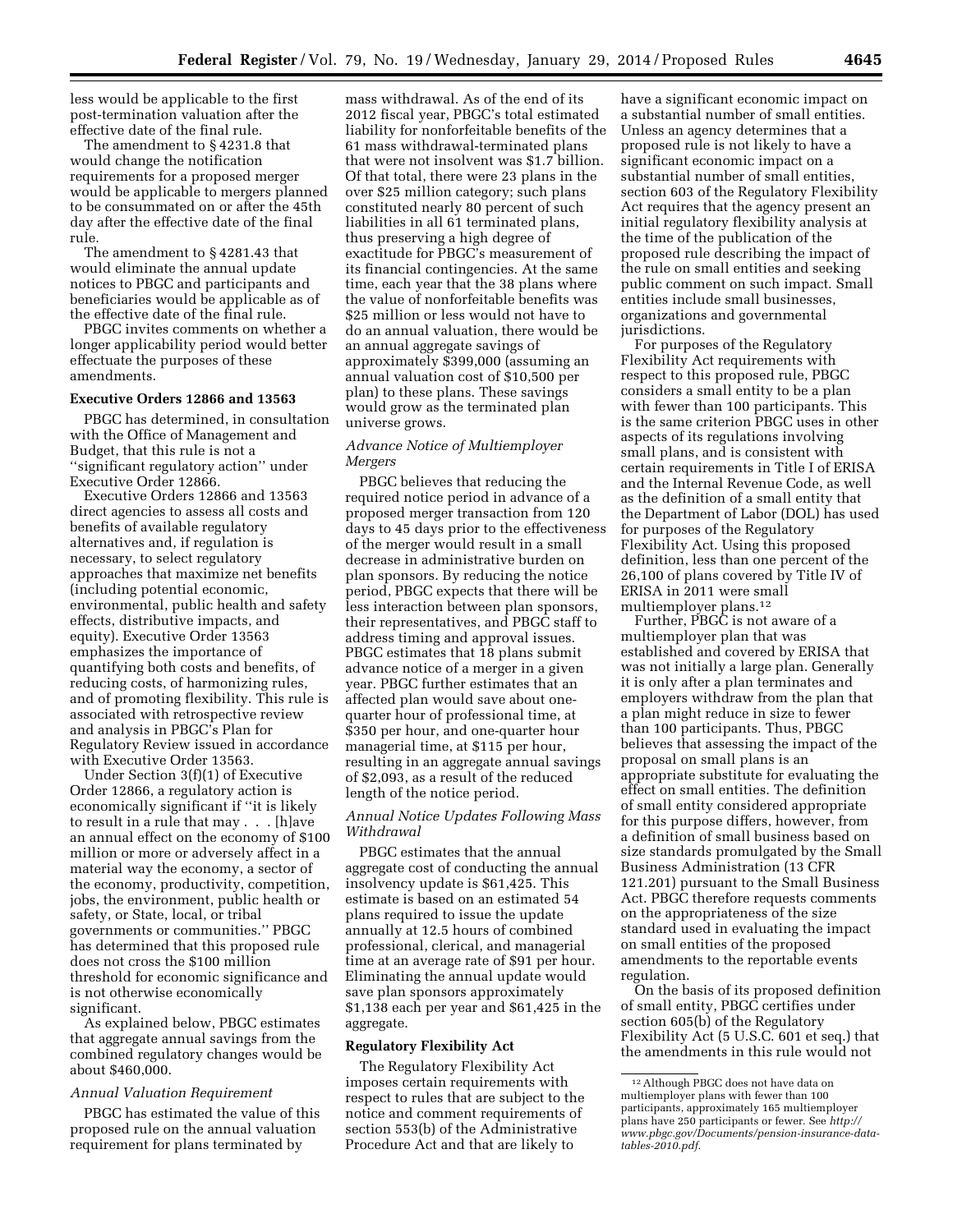less would be applicable to the first post-termination valuation after the effective date of the final rule.

The amendment to § 4231.8 that would change the notification requirements for a proposed merger would be applicable to mergers planned to be consummated on or after the 45th day after the effective date of the final rule.

The amendment to § 4281.43 that would eliminate the annual update notices to PBGC and participants and beneficiaries would be applicable as of the effective date of the final rule.

PBGC invites comments on whether a longer applicability period would better effectuate the purposes of these amendments.

**Executive Orders 12866 and 13563**

PBGC has determined, in consultation with the Office of Management and Budget, that this rule is not a ''significant regulatory action'' under Executive Order 12866.

Executive Orders 12866 and 13563 direct agencies to assess all costs and benefits of available regulatory alternatives and, if regulation is necessary, to select regulatory approaches that maximize net benefits (including potential economic, environmental, public health and safety effects, distributive impacts, and equity). Executive Order 13563 emphasizes the importance of quantifying both costs and benefits, of reducing costs, of harmonizing rules, and of promoting flexibility. This rule is associated with retrospective review and analysis in PBGC's Plan for Regulatory Review issued in accordance with Executive Order 13563.

Under Section 3(f)(1) of Executive Order 12866, a regulatory action is economically significant if ''it is likely to result in a rule that may . . . [h]ave an annual effect on the economy of $100 million or more or adversely affect in a material way the economy, a sector of the economy, productivity, competition, jobs, the environment, public health or safety, or State, local, or tribal governments or communities.'' PBGC has determined that this proposed rule does not cross the $100 million threshold for economic significance and is not otherwise economically significant.

As explained below, PBGC estimates that aggregate annual savings from the combined regulatory changes would be about $460,000.

*Annual Valuation Requirement*

PBGC has estimated the value of this proposed rule on the annual valuation requirement for plans terminated by mass withdrawal. As of the end of its 2012 fiscal year, PBGC's total estimated liability for nonforfeitable benefits of the 61 mass withdrawal-terminated plans that were not insolvent was $1.7 billion. Of that total, there were 23 plans in the over $25 million category; such plans constituted nearly 80 percent of such liabilities in all 61 terminated plans, thus preserving a high degree of exactitude for PBGC's measurement of its financial contingencies. At the same time, each year that the 38 plans where the value of nonforfeitable benefits was $25 million or less would not have to do an annual valuation, there would be an annual aggregate savings of approximately $399,000 (assuming an annual valuation cost of $10,500 per plan) to these plans. These savings would grow as the terminated plan universe grows.

*Advance Notice of Multiemployer Mergers*

PBGC believes that reducing the required notice period in advance of a proposed merger transaction from 120 days to 45 days prior to the effectiveness of the merger would result in a small decrease in administrative burden on plan sponsors. By reducing the notice period, PBGC expects that there will be less interaction between plan sponsors, their representatives, and PBGC staff to address timing and approval issues. PBGC estimates that 18 plans submit advance notice of a merger in a given year. PBGC further estimates that an affected plan would save about one-quarter hour of professional time, at $350 per hour, and one-quarter hour managerial time, at $115 per hour, resulting in an aggregate annual savings of $2,093, as a result of the reduced length of the notice period.

*Annual Notice Updates Following Mass Withdrawal*

PBGC estimates that the annual aggregate cost of conducting the annual insolvency update is $61,425. This estimate is based on an estimated 54 plans required to issue the update annually at 12.5 hours of combined professional, clerical, and managerial time at an average rate of $91 per hour. Eliminating the annual update would save plan sponsors approximately $1,138 each per year and $61,425 in the aggregate.

**Regulatory Flexibility Act**

The Regulatory Flexibility Act imposes certain requirements with respect to rules that are subject to the notice and comment requirements of section 553(b) of the Administrative Procedure Act and that are likely to have a significant economic impact on a substantial number of small entities. Unless an agency determines that a proposed rule is not likely to have a significant economic impact on a substantial number of small entities, section 603 of the Regulatory Flexibility Act requires that the agency present an initial regulatory flexibility analysis at the time of the publication of the proposed rule describing the impact of the rule on small entities and seeking public comment on such impact. Small entities include small businesses, organizations and governmental jurisdictions.

For purposes of the Regulatory Flexibility Act requirements with respect to this proposed rule, PBGC considers a small entity to be a plan with fewer than 100 participants. This is the same criterion PBGC uses in other aspects of its regulations involving small plans, and is consistent with certain requirements in Title I of ERISA and the Internal Revenue Code, as well as the definition of a small entity that the Department of Labor (DOL) has used for purposes of the Regulatory Flexibility Act. Using this proposed definition, less than one percent of the 26,100 of plans covered by Title IV of ERISA in 2011 were small multiemployer plans.[12]

Further, PBGC is not aware of a multiemployer plan that was established and covered by ERISA that was not initially a large plan. Generally it is only after a plan terminates and employers withdraw from the plan that a plan might reduce in size to fewer than 100 participants. Thus, PBGC believes that assessing the impact of the proposal on small plans is an appropriate substitute for evaluating the effect on small entities. The definition of small entity considered appropriate for this purpose differs, however, from a definition of small business based on size standards promulgated by the Small Business Administration (13 CFR 121.201) pursuant to the Small Business Act. PBGC therefore requests comments on the appropriateness of the size standard used in evaluating the impact on small entities of the proposed amendments to the reportable events regulation.

On the basis of its proposed definition of small entity, PBGC certifies under section 605(b) of the Regulatory Flexibility Act (5 U.S.C. 601 et seq.) that the amendments in this rule would not

[12] Although PBGC does not have data on multiemployer plans with fewer than 100 participants, approximately 165 multiemployer plans have 250 participants or fewer. See *http://www.pbgc.gov/Documents/pension-insurance-data-tables-2010.pdf*.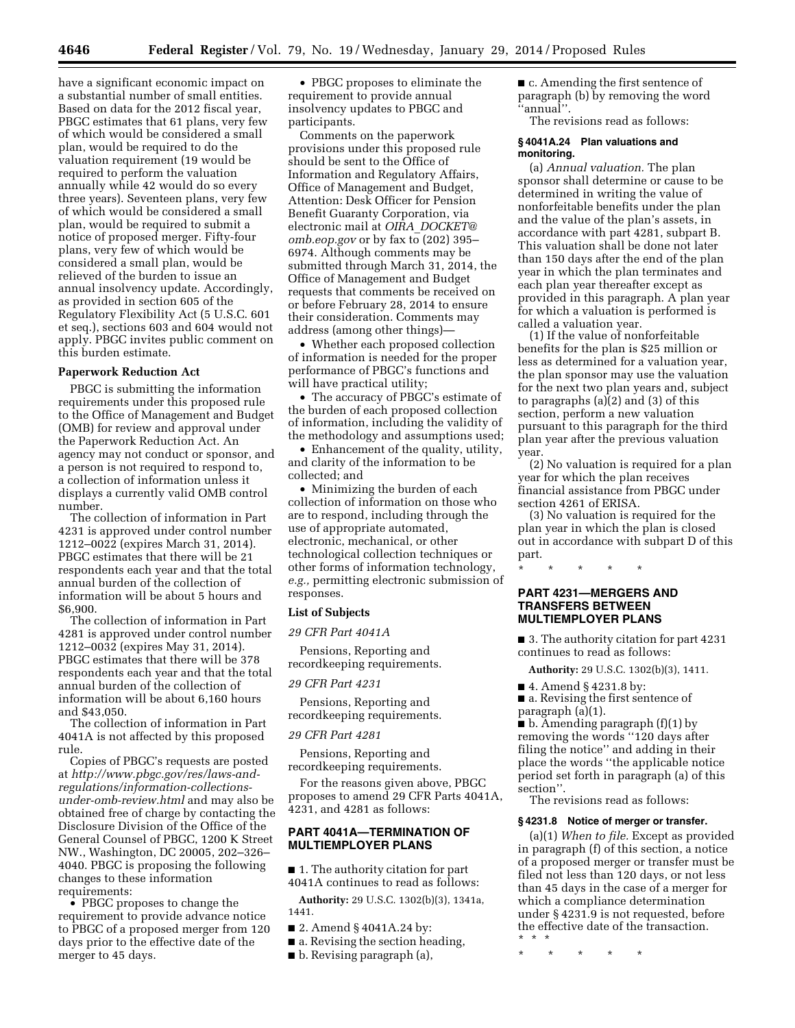have a significant economic impact on a substantial number of small entities. Based on data for the 2012 fiscal year, PBGC estimates that 61 plans, very few of which would be considered a small plan, would be required to do the valuation requirement (19 would be required to perform the valuation annually while 42 would do so every three years). Seventeen plans, very few of which would be considered a small plan, would be required to submit a notice of proposed merger. Fifty-four plans, very few of which would be considered a small plan, would be relieved of the burden to issue an annual insolvency update. Accordingly, as provided in section 605 of the Regulatory Flexibility Act (5 U.S.C. 601 et seq.), sections 603 and 604 would not apply. PBGC invites public comment on this burden estimate.

### Paperwork Reduction Act

PBGC is submitting the information requirements under this proposed rule to the Office of Management and Budget (OMB) for review and approval under the Paperwork Reduction Act. An agency may not conduct or sponsor, and a person is not required to respond to, a collection of information unless it displays a currently valid OMB control number.

The collection of information in Part 4231 is approved under control number 1212–0022 (expires March 31, 2014). PBGC estimates that there will be 21 respondents each year and that the total annual burden of the collection of information will be about 5 hours and $6,900.

The collection of information in Part 4281 is approved under control number 1212–0032 (expires May 31, 2014). PBGC estimates that there will be 378 respondents each year and that the total annual burden of the collection of information will be about 6,160 hours and $43,050.

The collection of information in Part 4041A is not affected by this proposed rule.

Copies of PBGC's requests are posted at *http://www.pbgc.gov/res/laws-and-regulations/information-collections-under-omb-review.html* and may also be obtained free of charge by contacting the Disclosure Division of the Office of the General Counsel of PBGC, 1200 K Street NW., Washington, DC 20005, 202–326–4040. PBGC is proposing the following changes to these information requirements:

- PBGC proposes to change the requirement to provide advance notice to PBGC of a proposed merger from 120 days prior to the effective date of the merger to 45 days.
- PBGC proposes to eliminate the requirement to provide annual insolvency updates to PBGC and participants.

Comments on the paperwork provisions under this proposed rule should be sent to the Office of Information and Regulatory Affairs, Office of Management and Budget, Attention: Desk Officer for Pension Benefit Guaranty Corporation, via electronic mail at *OIRA_DOCKET@omb.eop.gov* or by fax to (202) 395–6974. Although comments may be submitted through March 31, 2014, the Office of Management and Budget requests that comments be received on or before February 28, 2014 to ensure their consideration. Comments may address (among other things)—

- Whether each proposed collection of information is needed for the proper performance of PBGC's functions and will have practical utility;
- The accuracy of PBGC's estimate of the burden of each proposed collection of information, including the validity of the methodology and assumptions used;
- Enhancement of the quality, utility, and clarity of the information to be collected; and
- Minimizing the burden of each collection of information on those who are to respond, including through the use of appropriate automated, electronic, mechanical, or other technological collection techniques or other forms of information technology, *e.g.,* permitting electronic submission of responses.

### List of Subjects

*29 CFR Part 4041A*

Pensions, Reporting and recordkeeping requirements.

*29 CFR Part 4231*

Pensions, Reporting and recordkeeping requirements.

*29 CFR Part 4281*

Pensions, Reporting and recordkeeping requirements.

For the reasons given above, PBGC proposes to amend 29 CFR Parts 4041A, 4231, and 4281 as follows:

## PART 4041A—TERMINATION OF MULTIEMPLOYER PLANS

■ 1. The authority citation for part 4041A continues to read as follows:

**Authority:** 29 U.S.C. 1302(b)(3), 1341a, 1441.

■ 2. Amend § 4041A.24 by:

■ a. Revising the section heading,

■ b. Revising paragraph (a),

■ c. Amending the first sentence of paragraph (b) by removing the word ''annual''.

The revisions read as follows:

#### § 4041A.24 Plan valuations and monitoring.

(a) *Annual valuation.* The plan sponsor shall determine or cause to be determined in writing the value of nonforfeitable benefits under the plan and the value of the plan's assets, in accordance with part 4281, subpart B. This valuation shall be done not later than 150 days after the end of the plan year in which the plan terminates and each plan year thereafter except as provided in this paragraph. A plan year for which a valuation is performed is called a valuation year.

(1) If the value of nonforfeitable benefits for the plan is $25 million or less as determined for a valuation year, the plan sponsor may use the valuation for the next two plan years and, subject to paragraphs (a)(2) and (3) of this section, perform a new valuation pursuant to this paragraph for the third plan year after the previous valuation year.

(2) No valuation is required for a plan year for which the plan receives financial assistance from PBGC under section 4261 of ERISA.

(3) No valuation is required for the plan year in which the plan is closed out in accordance with subpart D of this part.

\* \* \* \* \*

## PART 4231—MERGERS AND TRANSFERS BETWEEN MULTIEMPLOYER PLANS

■ 3. The authority citation for part 4231 continues to read as follows:

**Authority:** 29 U.S.C. 1302(b)(3), 1411.

■ 4. Amend § 4231.8 by:

■ a. Revising the first sentence of paragraph (a)(1).

■ b. Amending paragraph (f)(1) by removing the words ''120 days after filing the notice'' and adding in their place the words ''the applicable notice period set forth in paragraph (a) of this section''.

The revisions read as follows:

#### § 4231.8 Notice of merger or transfer.

(a)(1) *When to file.* Except as provided in paragraph (f) of this section, a notice of a proposed merger or transfer must be filed not less than 120 days, or not less than 45 days in the case of a merger for which a compliance determination under § 4231.9 is not requested, before the effective date of the transaction.

\* \* \*

\* \* \* \* \*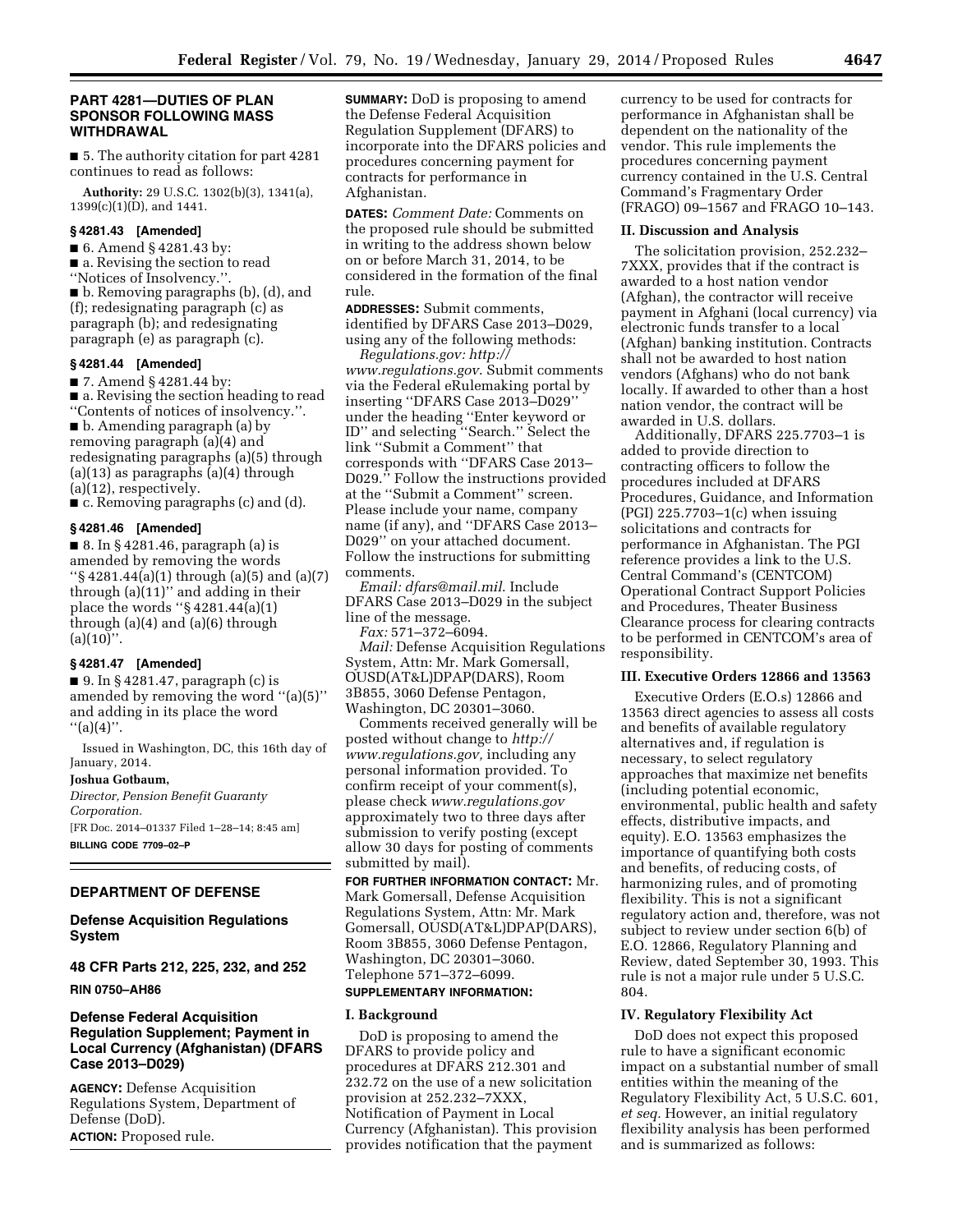## PART 4281—DUTIES OF PLAN SPONSOR FOLLOWING MASS WITHDRAWAL

■ 5. The authority citation for part 4281 continues to read as follows:

**Authority:** 29 U.S.C. 1302(b)(3), 1341(a), 1399(c)(1)(D), and 1441.

### § 4281.43 [Amended]

■ 6. Amend § 4281.43 by:

■ a. Revising the section to read ''Notices of Insolvency.''.

■ b. Removing paragraphs (b), (d), and (f); redesignating paragraph (c) as paragraph (b); and redesignating paragraph (e) as paragraph (c).

### § 4281.44 [Amended]

■ 7. Amend § 4281.44 by:

■ a. Revising the section heading to read ''Contents of notices of insolvency.''.

■ b. Amending paragraph (a) by removing paragraph (a)(4) and redesignating paragraphs (a)(5) through (a)(13) as paragraphs (a)(4) through (a)(12), respectively.

■ c. Removing paragraphs (c) and (d).

### § 4281.46 [Amended]

■ 8. In § 4281.46, paragraph (a) is amended by removing the words ''§ 4281.44(a)(1) through (a)(5) and (a)(7) through (a)(11)'' and adding in their place the words ''§ 4281.44(a)(1) through (a)(4) and (a)(6) through (a)(10)''.

### § 4281.47 [Amended]

■ 9. In § 4281.47, paragraph (c) is amended by removing the word ''(a)(5)'' and adding in its place the word ''(a)(4)''.

Issued in Washington, DC, this 16th day of January, 2014.

**Joshua Gotbaum,**

*Director, Pension Benefit Guaranty Corporation.*

[FR Doc. 2014–01337 Filed 1–28–14; 8:45 am]

**BILLING CODE 7709–02–P**

---

## DEPARTMENT OF DEFENSE

### Defense Acquisition Regulations System

### 48 CFR Parts 212, 225, 232, and 252

**RIN 0750–AH86**

### Defense Federal Acquisition Regulation Supplement; Payment in Local Currency (Afghanistan) (DFARS Case 2013–D029)

**AGENCY:** Defense Acquisition Regulations System, Department of Defense (DoD).

**ACTION:** Proposed rule.

**SUMMARY:** DoD is proposing to amend the Defense Federal Acquisition Regulation Supplement (DFARS) to incorporate into the DFARS policies and procedures concerning payment for contracts for performance in Afghanistan.

**DATES:** *Comment Date:* Comments on the proposed rule should be submitted in writing to the address shown below on or before March 31, 2014, to be considered in the formation of the final rule.

**ADDRESSES:** Submit comments, identified by DFARS Case 2013–D029, using any of the following methods:

*Regulations.gov: http://www.regulations.gov*. Submit comments via the Federal eRulemaking portal by inserting ''DFARS Case 2013–D029'' under the heading ''Enter keyword or ID'' and selecting ''Search.'' Select the link ''Submit a Comment'' that corresponds with ''DFARS Case 2013–D029.'' Follow the instructions provided at the ''Submit a Comment'' screen. Please include your name, company name (if any), and ''DFARS Case 2013–D029'' on your attached document. Follow the instructions for submitting comments.

*Email: dfars@mail.mil*. Include DFARS Case 2013–D029 in the subject line of the message.

*Fax:* 571–372–6094.

*Mail:* Defense Acquisition Regulations System, Attn: Mr. Mark Gomersall, OUSD(AT&L)DPAP(DARS), Room 3B855, 3060 Defense Pentagon, Washington, DC 20301–3060.

Comments received generally will be posted without change to *http://www.regulations.gov,* including any personal information provided. To confirm receipt of your comment(s), please check *www.regulations.gov* approximately two to three days after submission to verify posting (except allow 30 days for posting of comments submitted by mail).

**FOR FURTHER INFORMATION CONTACT:** Mr. Mark Gomersall, Defense Acquisition Regulations System, Attn: Mr. Mark Gomersall, OUSD(AT&L)DPAP(DARS), Room 3B855, 3060 Defense Pentagon, Washington, DC 20301–3060. Telephone 571–372–6099.

**SUPPLEMENTARY INFORMATION:**

### I. Background

DoD is proposing to amend the DFARS to provide policy and procedures at DFARS 212.301 and 232.72 on the use of a new solicitation provision at 252.232–7XXX, Notification of Payment in Local Currency (Afghanistan). This provision provides notification that the payment currency to be used for contracts for performance in Afghanistan shall be dependent on the nationality of the vendor. This rule implements the procedures concerning payment currency contained in the U.S. Central Command's Fragmentary Order (FRAGO) 09–1567 and FRAGO 10–143.

### II. Discussion and Analysis

The solicitation provision, 252.232–7XXX, provides that if the contract is awarded to a host nation vendor (Afghan), the contractor will receive payment in Afghani (local currency) via electronic funds transfer to a local (Afghan) banking institution. Contracts shall not be awarded to host nation vendors (Afghans) who do not bank locally. If awarded to other than a host nation vendor, the contract will be awarded in U.S. dollars.

Additionally, DFARS 225.7703–1 is added to provide direction to contracting officers to follow the procedures included at DFARS Procedures, Guidance, and Information (PGI) 225.7703–1(c) when issuing solicitations and contracts for performance in Afghanistan. The PGI reference provides a link to the U.S. Central Command's (CENTCOM) Operational Contract Support Policies and Procedures, Theater Business Clearance process for clearing contracts to be performed in CENTCOM's area of responsibility.

### III. Executive Orders 12866 and 13563

Executive Orders (E.O.s) 12866 and 13563 direct agencies to assess all costs and benefits of available regulatory alternatives and, if regulation is necessary, to select regulatory approaches that maximize net benefits (including potential economic, environmental, public health and safety effects, distributive impacts, and equity). E.O. 13563 emphasizes the importance of quantifying both costs and benefits, of reducing costs, of harmonizing rules, and of promoting flexibility. This is not a significant regulatory action and, therefore, was not subject to review under section 6(b) of E.O. 12866, Regulatory Planning and Review, dated September 30, 1993. This rule is not a major rule under 5 U.S.C. 804.

### IV. Regulatory Flexibility Act

DoD does not expect this proposed rule to have a significant economic impact on a substantial number of small entities within the meaning of the Regulatory Flexibility Act, 5 U.S.C. 601, *et seq.* However, an initial regulatory flexibility analysis has been performed and is summarized as follows: